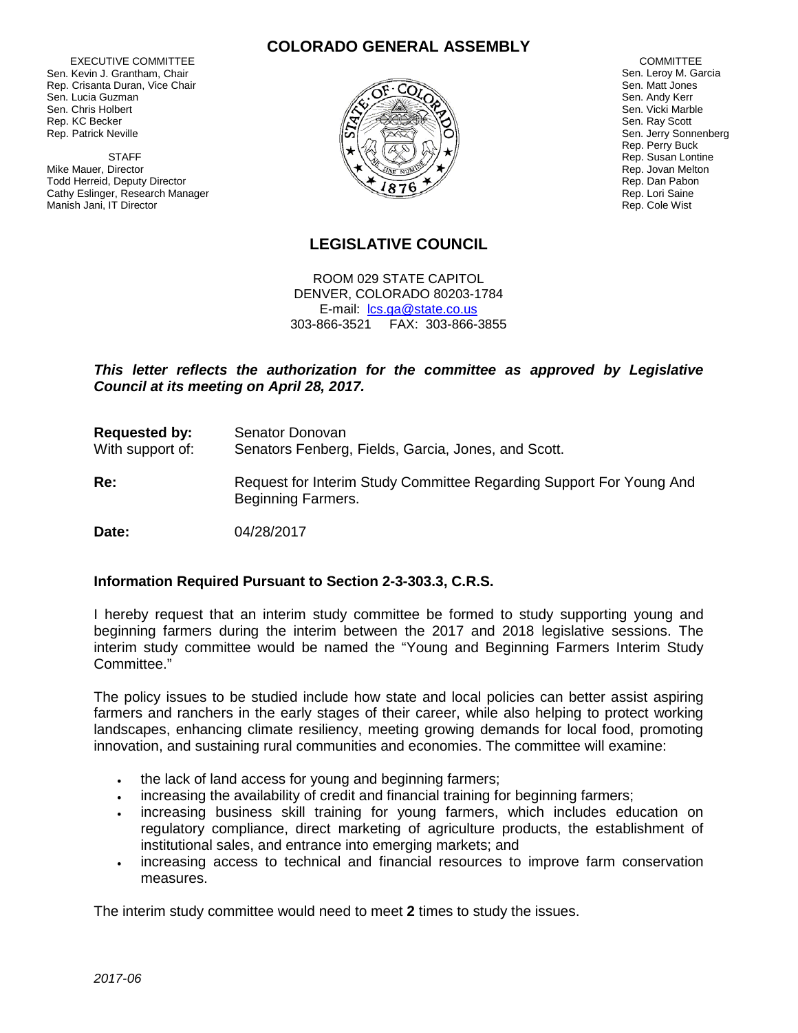# COLORADO GENERAL ASSEMBLY

EXECUTIVE COMMITTEE
Sen. Kevin J. Grantham, Chair
Rep. Crisanta Duran, Vice Chair
Sen. Lucia Guzman
Sen. Chris Holbert
Rep. KC Becker
Rep. Patrick Neville

STAFF
Mike Mauer, Director
Todd Herreid, Deputy Director
Cathy Eslinger, Research Manager
Manish Jani, IT Director

COMMITTEE
Sen. Leroy M. Garcia
Sen. Matt Jones
Sen. Andy Kerr
Sen. Vicki Marble
Sen. Ray Scott
Sen. Jerry Sonnenberg
Rep. Perry Buck
Rep. Susan Lontine
Rep. Jovan Melton
Rep. Dan Pabon
Rep. Lori Saine
Rep. Cole Wist

## LEGISLATIVE COUNCIL

ROOM 029 STATE CAPITOL
DENVER, COLORADO 80203-1784
E-mail: lcs.ga@state.co.us
303-866-3521 FAX: 303-866-3855

***This letter reflects the authorization for the committee as approved by Legislative Council at its meeting on April 28, 2017.***

**Requested by:** Senator Donovan
With support of: Senators Fenberg, Fields, Garcia, Jones, and Scott.

**Re:** Request for Interim Study Committee Regarding Support For Young And Beginning Farmers.

**Date:** 04/28/2017

**Information Required Pursuant to Section 2-3-303.3, C.R.S.**

I hereby request that an interim study committee be formed to study supporting young and beginning farmers during the interim between the 2017 and 2018 legislative sessions. The interim study committee would be named the "Young and Beginning Farmers Interim Study Committee."

The policy issues to be studied include how state and local policies can better assist aspiring farmers and ranchers in the early stages of their career, while also helping to protect working landscapes, enhancing climate resiliency, meeting growing demands for local food, promoting innovation, and sustaining rural communities and economies. The committee will examine:

- the lack of land access for young and beginning farmers;
- increasing the availability of credit and financial training for beginning farmers;
- increasing business skill training for young farmers, which includes education on regulatory compliance, direct marketing of agriculture products, the establishment of institutional sales, and entrance into emerging markets; and
- increasing access to technical and financial resources to improve farm conservation measures.

The interim study committee would need to meet **2** times to study the issues.

*2017-06*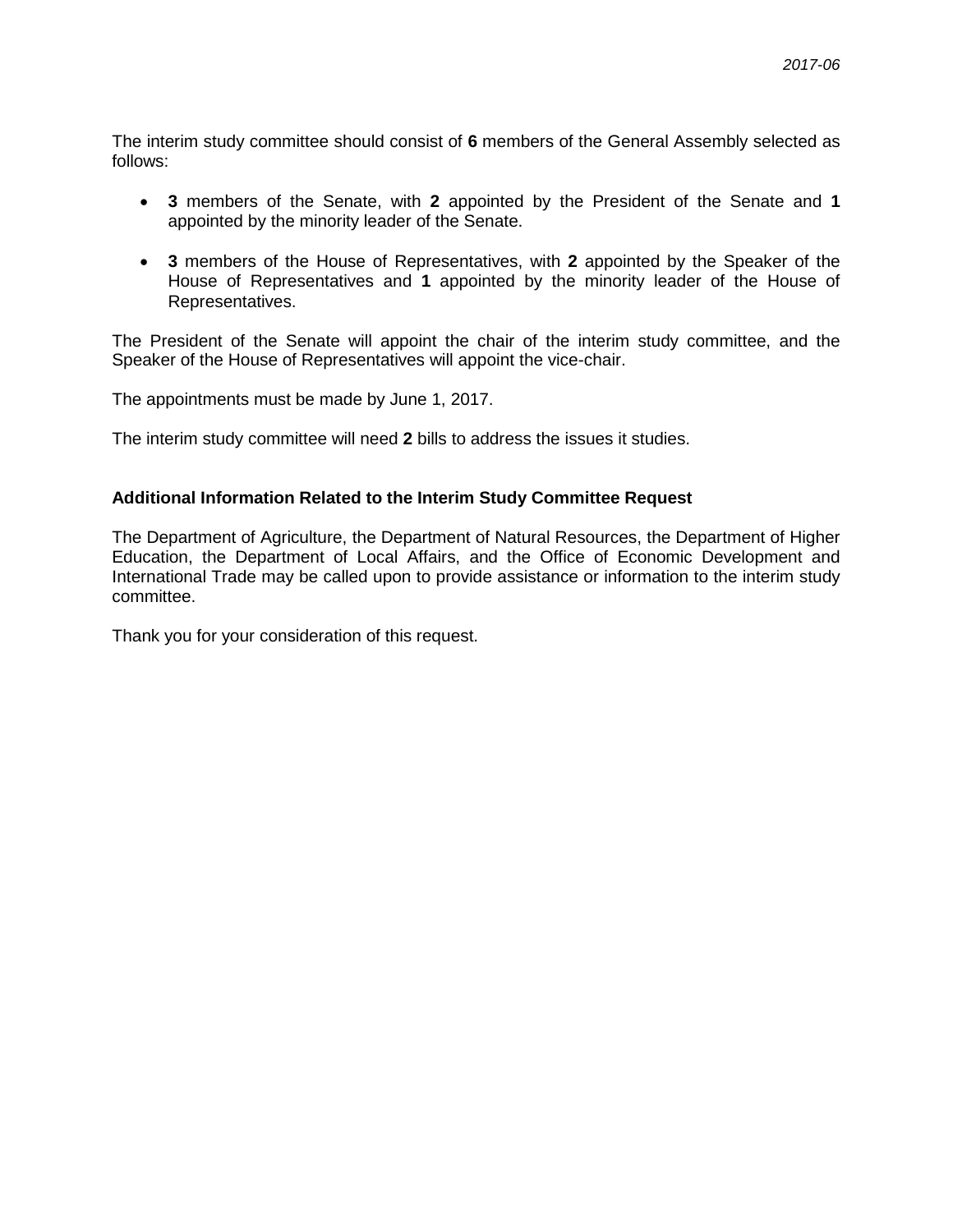The interim study committee should consist of **6** members of the General Assembly selected as follows:

- **3** members of the Senate, with **2** appointed by the President of the Senate and **1** appointed by the minority leader of the Senate.

- **3** members of the House of Representatives, with **2** appointed by the Speaker of the House of Representatives and **1** appointed by the minority leader of the House of Representatives.

The President of the Senate will appoint the chair of the interim study committee, and the Speaker of the House of Representatives will appoint the vice-chair.

The appointments must be made by June 1, 2017.

The interim study committee will need **2** bills to address the issues it studies.

### Additional Information Related to the Interim Study Committee Request

The Department of Agriculture, the Department of Natural Resources, the Department of Higher Education, the Department of Local Affairs, and the Office of Economic Development and International Trade may be called upon to provide assistance or information to the interim study committee.

Thank you for your consideration of this request.